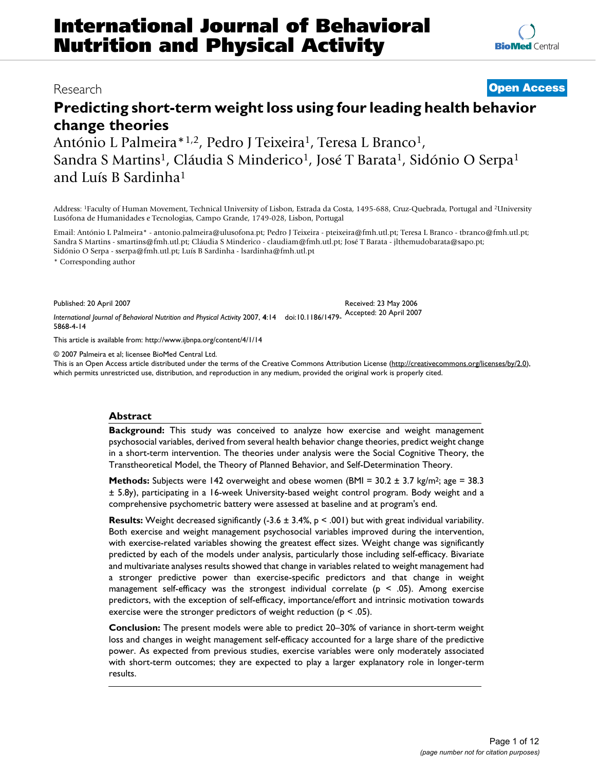# International Journal of Behavioral Nutrition and Physical Activity

Research

**Open Access**

## Predicting short-term weight loss using four leading health behavior change theories

António L Palmeira*[1,2], Pedro J Teixeira[1], Teresa L Branco[1], Sandra S Martins[1], Cláudia S Minderico[1], José T Barata[1], Sidónio O Serpa[1] and Luís B Sardinha[1]

Address: [1]Faculty of Human Movement, Technical University of Lisbon, Estrada da Costa, 1495-688, Cruz-Quebrada, Portugal and [2]University Lusófona de Humanidades e Tecnologias, Campo Grande, 1749-028, Lisbon, Portugal

Email: António L Palmeira* - antonio.palmeira@ulusofona.pt; Pedro J Teixeira - pteixeira@fmh.utl.pt; Teresa L Branco - tbranco@fmh.utl.pt; Sandra S Martins - smartins@fmh.utl.pt; Cláudia S Minderico - claudiam@fmh.utl.pt; José T Barata - jlthemudobarata@sapo.pt; Sidónio O Serpa - sserpa@fmh.utl.pt; Luís B Sardinha - lsardinha@fmh.utl.pt

\* Corresponding author

Published: 20 April 2007

*International Journal of Behavioral Nutrition and Physical Activity* 2007, **4**:14 doi:10.1186/1479-5868-4-14

Received: 23 May 2006
Accepted: 20 April 2007

This article is available from: http://www.ijbnpa.org/content/4/1/14

© 2007 Palmeira et al; licensee BioMed Central Ltd.
This is an Open Access article distributed under the terms of the Creative Commons Attribution License (http://creativecommons.org/licenses/by/2.0), which permits unrestricted use, distribution, and reproduction in any medium, provided the original work is properly cited.

### Abstract

**Background:** This study was conceived to analyze how exercise and weight management psychosocial variables, derived from several health behavior change theories, predict weight change in a short-term intervention. The theories under analysis were the Social Cognitive Theory, the Transtheoretical Model, the Theory of Planned Behavior, and Self-Determination Theory.

**Methods:** Subjects were 142 overweight and obese women (BMI = 30.2 ± 3.7 kg/m$^2$; age = 38.3 ± 5.8y), participating in a 16-week University-based weight control program. Body weight and a comprehensive psychometric battery were assessed at baseline and at program's end.

**Results:** Weight decreased significantly (-3.6 ± 3.4%, $p < .001$) but with great individual variability. Both exercise and weight management psychosocial variables improved during the intervention, with exercise-related variables showing the greatest effect sizes. Weight change was significantly predicted by each of the models under analysis, particularly those including self-efficacy. Bivariate and multivariate analyses results showed that change in variables related to weight management had a stronger predictive power than exercise-specific predictors and that change in weight management self-efficacy was the strongest individual correlate ($p < .05$). Among exercise predictors, with the exception of self-efficacy, importance/effort and intrinsic motivation towards exercise were the stronger predictors of weight reduction ($p < .05$).

**Conclusion:** The present models were able to predict 20–30% of variance in short-term weight loss and changes in weight management self-efficacy accounted for a large share of the predictive power. As expected from previous studies, exercise variables were only moderately associated with short-term outcomes; they are expected to play a larger explanatory role in longer-term results.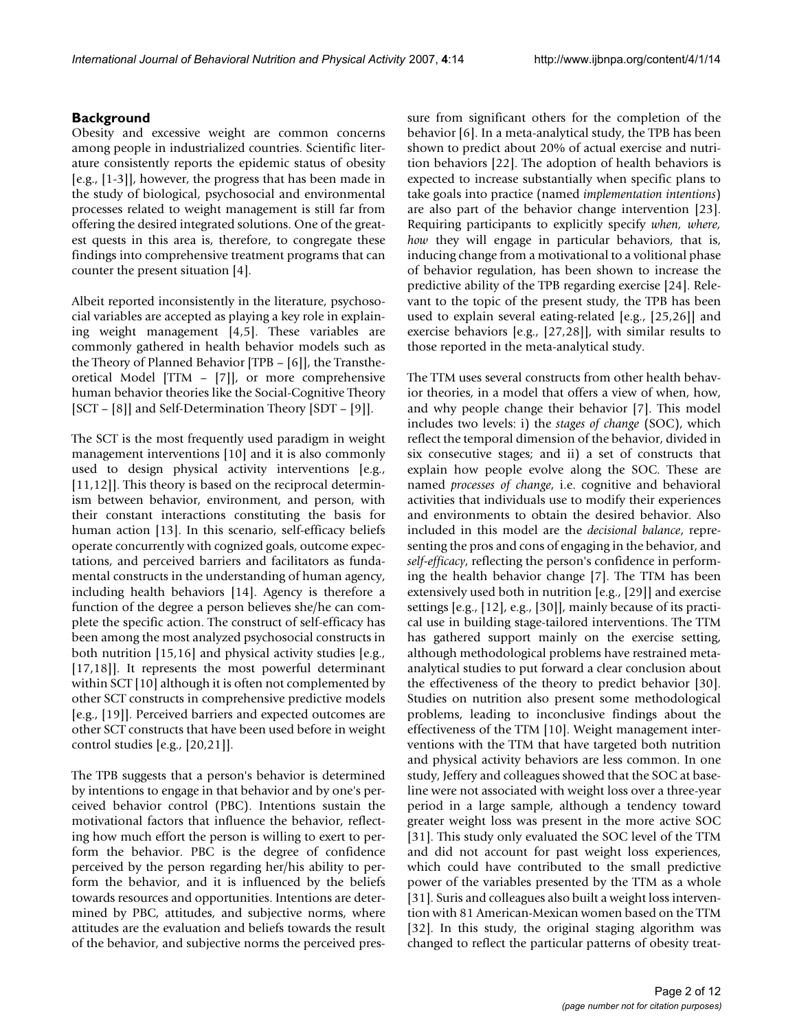## Background

Obesity and excessive weight are common concerns among people in industrialized countries. Scientific literature consistently reports the epidemic status of obesity [e.g., [1-3]], however, the progress that has been made in the study of biological, psychosocial and environmental processes related to weight management is still far from offering the desired integrated solutions. One of the greatest quests in this area is, therefore, to congregate these findings into comprehensive treatment programs that can counter the present situation [4].

Albeit reported inconsistently in the literature, psychosocial variables are accepted as playing a key role in explaining weight management [4,5]. These variables are commonly gathered in health behavior models such as the Theory of Planned Behavior [TPB – [6]], the Transtheoretical Model [TTM – [7]], or more comprehensive human behavior theories like the Social-Cognitive Theory [SCT – [8]] and Self-Determination Theory [SDT – [9]].

The SCT is the most frequently used paradigm in weight management interventions [10] and it is also commonly used to design physical activity interventions [e.g., [11,12]]. This theory is based on the reciprocal determinism between behavior, environment, and person, with their constant interactions constituting the basis for human action [13]. In this scenario, self-efficacy beliefs operate concurrently with cognized goals, outcome expectations, and perceived barriers and facilitators as fundamental constructs in the understanding of human agency, including health behaviors [14]. Agency is therefore a function of the degree a person believes she/he can complete the specific action. The construct of self-efficacy has been among the most analyzed psychosocial constructs in both nutrition [15,16] and physical activity studies [e.g., [17,18]]. It represents the most powerful determinant within SCT [10] although it is often not complemented by other SCT constructs in comprehensive predictive models [e.g., [19]]. Perceived barriers and expected outcomes are other SCT constructs that have been used before in weight control studies [e.g., [20,21]].

The TPB suggests that a person's behavior is determined by intentions to engage in that behavior and by one's perceived behavior control (PBC). Intentions sustain the motivational factors that influence the behavior, reflecting how much effort the person is willing to exert to perform the behavior. PBC is the degree of confidence perceived by the person regarding her/his ability to perform the behavior, and it is influenced by the beliefs towards resources and opportunities. Intentions are determined by PBC, attitudes, and subjective norms, where attitudes are the evaluation and beliefs towards the result of the behavior, and subjective norms the perceived pressure from significant others for the completion of the behavior [6]. In a meta-analytical study, the TPB has been shown to predict about 20% of actual exercise and nutrition behaviors [22]. The adoption of health behaviors is expected to increase substantially when specific plans to take goals into practice (named *implementation intentions*) are also part of the behavior change intervention [23]. Requiring participants to explicitly specify *when, where, how* they will engage in particular behaviors, that is, inducing change from a motivational to a volitional phase of behavior regulation, has been shown to increase the predictive ability of the TPB regarding exercise [24]. Relevant to the topic of the present study, the TPB has been used to explain several eating-related [e.g., [25,26]] and exercise behaviors [e.g., [27,28]], with similar results to those reported in the meta-analytical study.

The TTM uses several constructs from other health behavior theories, in a model that offers a view of when, how, and why people change their behavior [7]. This model includes two levels: i) the *stages of change* (SOC), which reflect the temporal dimension of the behavior, divided in six consecutive stages; and ii) a set of constructs that explain how people evolve along the SOC. These are named *processes of change*, i.e. cognitive and behavioral activities that individuals use to modify their experiences and environments to obtain the desired behavior. Also included in this model are the *decisional balance*, representing the pros and cons of engaging in the behavior, and *self-efficacy*, reflecting the person's confidence in performing the health behavior change [7]. The TTM has been extensively used both in nutrition [e.g., [29]] and exercise settings [e.g., [12], e.g., [30]], mainly because of its practical use in building stage-tailored interventions. The TTM has gathered support mainly on the exercise setting, although methodological problems have restrained meta-analytical studies to put forward a clear conclusion about the effectiveness of the theory to predict behavior [30]. Studies on nutrition also present some methodological problems, leading to inconclusive findings about the effectiveness of the TTM [10]. Weight management interventions with the TTM that have targeted both nutrition and physical activity behaviors are less common. In one study, Jeffery and colleagues showed that the SOC at baseline were not associated with weight loss over a three-year period in a large sample, although a tendency toward greater weight loss was present in the more active SOC [31]. This study only evaluated the SOC level of the TTM and did not account for past weight loss experiences, which could have contributed to the small predictive power of the variables presented by the TTM as a whole [31]. Suris and colleagues also built a weight loss intervention with 81 American-Mexican women based on the TTM [32]. In this study, the original staging algorithm was changed to reflect the particular patterns of obesity treat-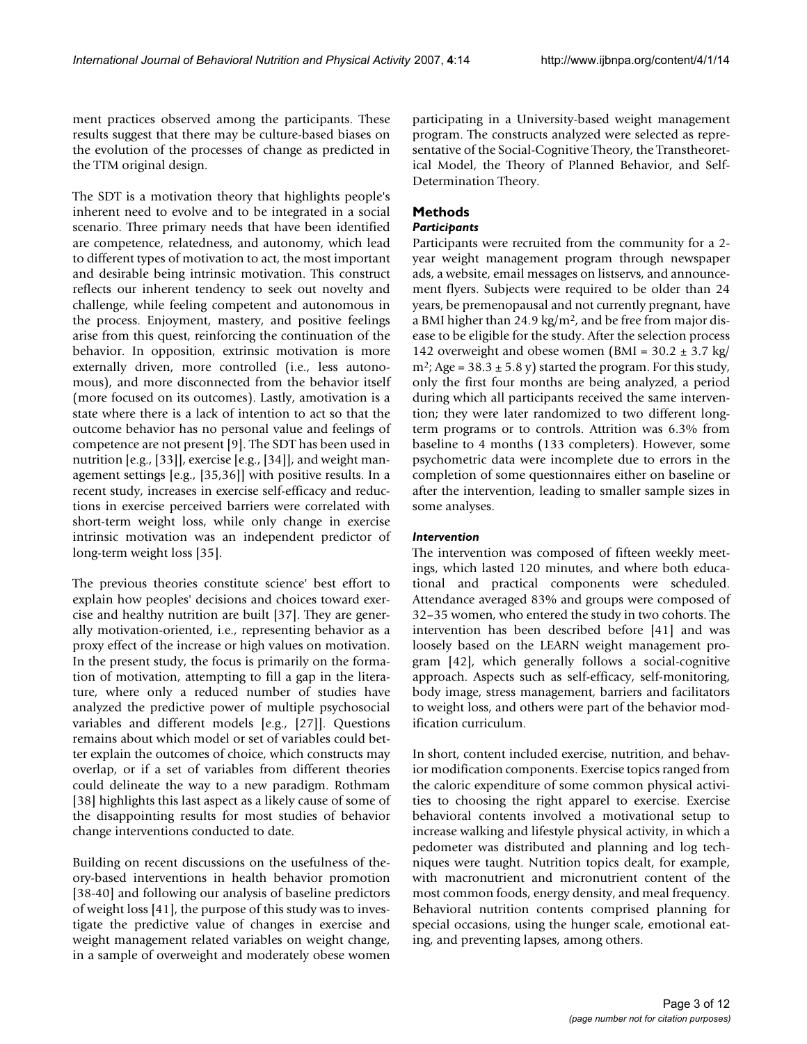ment practices observed among the participants. These results suggest that there may be culture-based biases on the evolution of the processes of change as predicted in the TTM original design.

The SDT is a motivation theory that highlights people's inherent need to evolve and to be integrated in a social scenario. Three primary needs that have been identified are competence, relatedness, and autonomy, which lead to different types of motivation to act, the most important and desirable being intrinsic motivation. This construct reflects our inherent tendency to seek out novelty and challenge, while feeling competent and autonomous in the process. Enjoyment, mastery, and positive feelings arise from this quest, reinforcing the continuation of the behavior. In opposition, extrinsic motivation is more externally driven, more controlled (i.e., less autonomous), and more disconnected from the behavior itself (more focused on its outcomes). Lastly, amotivation is a state where there is a lack of intention to act so that the outcome behavior has no personal value and feelings of competence are not present [9]. The SDT has been used in nutrition [e.g., [33]], exercise [e.g., [34]], and weight management settings [e.g., [35,36]] with positive results. In a recent study, increases in exercise self-efficacy and reductions in exercise perceived barriers were correlated with short-term weight loss, while only change in exercise intrinsic motivation was an independent predictor of long-term weight loss [35].

The previous theories constitute science' best effort to explain how peoples' decisions and choices toward exercise and healthy nutrition are built [37]. They are generally motivation-oriented, i.e., representing behavior as a proxy effect of the increase or high values on motivation. In the present study, the focus is primarily on the formation of motivation, attempting to fill a gap in the literature, where only a reduced number of studies have analyzed the predictive power of multiple psychosocial variables and different models [e.g., [27]]. Questions remains about which model or set of variables could better explain the outcomes of choice, which constructs may overlap, or if a set of variables from different theories could delineate the way to a new paradigm. Rothmam [38] highlights this last aspect as a likely cause of some of the disappointing results for most studies of behavior change interventions conducted to date.

Building on recent discussions on the usefulness of theory-based interventions in health behavior promotion [38-40] and following our analysis of baseline predictors of weight loss [41], the purpose of this study was to investigate the predictive value of changes in exercise and weight management related variables on weight change, in a sample of overweight and moderately obese women participating in a University-based weight management program. The constructs analyzed were selected as representative of the Social-Cognitive Theory, the Transtheoretical Model, the Theory of Planned Behavior, and Self-Determination Theory.

## Methods

### *Participants*

Participants were recruited from the community for a 2-year weight management program through newspaper ads, a website, email messages on listservs, and announcement flyers. Subjects were required to be older than 24 years, be premenopausal and not currently pregnant, have a BMI higher than 24.9 kg/m$^2$, and be free from major disease to be eligible for the study. After the selection process 142 overweight and obese women (BMI = 30.2 ± 3.7 kg/m$^2$; Age = 38.3 ± 5.8 y) started the program. For this study, only the first four months are being analyzed, a period during which all participants received the same intervention; they were later randomized to two different long-term programs or to controls. Attrition was 6.3% from baseline to 4 months (133 completers). However, some psychometric data were incomplete due to errors in the completion of some questionnaires either on baseline or after the intervention, leading to smaller sample sizes in some analyses.

### *Intervention*

The intervention was composed of fifteen weekly meetings, which lasted 120 minutes, and where both educational and practical components were scheduled. Attendance averaged 83% and groups were composed of 32–35 women, who entered the study in two cohorts. The intervention has been described before [41] and was loosely based on the LEARN weight management program [42], which generally follows a social-cognitive approach. Aspects such as self-efficacy, self-monitoring, body image, stress management, barriers and facilitators to weight loss, and others were part of the behavior modification curriculum.

In short, content included exercise, nutrition, and behavior modification components. Exercise topics ranged from the caloric expenditure of some common physical activities to choosing the right apparel to exercise. Exercise behavioral contents involved a motivational setup to increase walking and lifestyle physical activity, in which a pedometer was distributed and planning and log techniques were taught. Nutrition topics dealt, for example, with macronutrient and micronutrient content of the most common foods, energy density, and meal frequency. Behavioral nutrition contents comprised planning for special occasions, using the hunger scale, emotional eating, and preventing lapses, among others.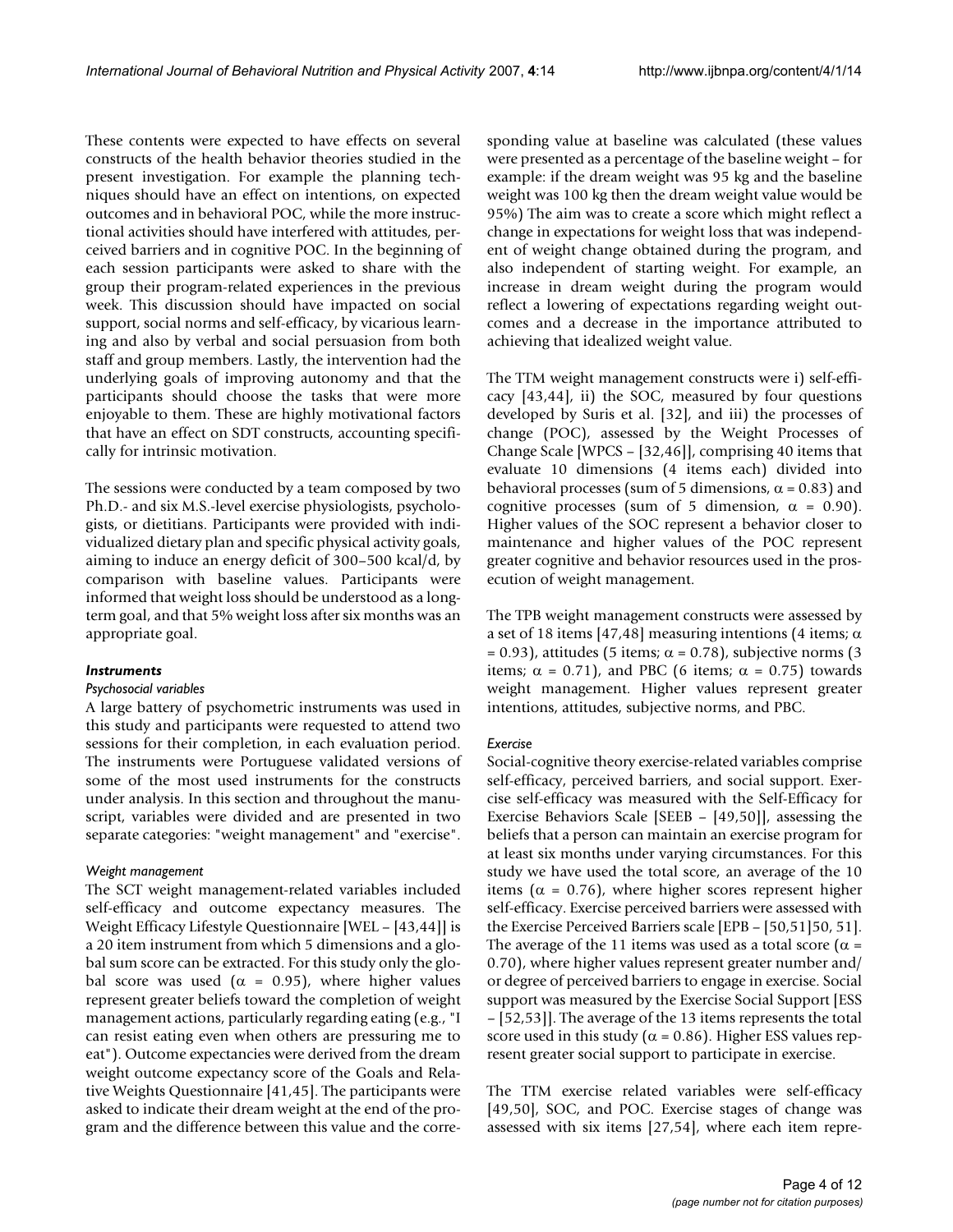These contents were expected to have effects on several constructs of the health behavior theories studied in the present investigation. For example the planning techniques should have an effect on intentions, on expected outcomes and in behavioral POC, while the more instructional activities should have interfered with attitudes, perceived barriers and in cognitive POC. In the beginning of each session participants were asked to share with the group their program-related experiences in the previous week. This discussion should have impacted on social support, social norms and self-efficacy, by vicarious learning and also by verbal and social persuasion from both staff and group members. Lastly, the intervention had the underlying goals of improving autonomy and that the participants should choose the tasks that were more enjoyable to them. These are highly motivational factors that have an effect on SDT constructs, accounting specifically for intrinsic motivation.

The sessions were conducted by a team composed by two Ph.D.- and six M.S.-level exercise physiologists, psychologists, or dietitians. Participants were provided with individualized dietary plan and specific physical activity goals, aiming to induce an energy deficit of 300–500 kcal/d, by comparison with baseline values. Participants were informed that weight loss should be understood as a long-term goal, and that 5% weight loss after six months was an appropriate goal.

### *Instruments*

#### *Psychosocial variables*

A large battery of psychometric instruments was used in this study and participants were requested to attend two sessions for their completion, in each evaluation period. The instruments were Portuguese validated versions of some of the most used instruments for the constructs under analysis. In this section and throughout the manuscript, variables were divided and are presented in two separate categories: "weight management" and "exercise".

#### *Weight management*

The SCT weight management-related variables included self-efficacy and outcome expectancy measures. The Weight Efficacy Lifestyle Questionnaire [WEL – [43,44]] is a 20 item instrument from which 5 dimensions and a global sum score can be extracted. For this study only the global score was used ($\alpha = 0.95$), where higher values represent greater beliefs toward the completion of weight management actions, particularly regarding eating (e.g., "I can resist eating even when others are pressuring me to eat"). Outcome expectancies were derived from the dream weight outcome expectancy score of the Goals and Relative Weights Questionnaire [41,45]. The participants were asked to indicate their dream weight at the end of the program and the difference between this value and the corresponding value at baseline was calculated (these values were presented as a percentage of the baseline weight – for example: if the dream weight was 95 kg and the baseline weight was 100 kg then the dream weight value would be 95%) The aim was to create a score which might reflect a change in expectations for weight loss that was independent of weight change obtained during the program, and also independent of starting weight. For example, an increase in dream weight during the program would reflect a lowering of expectations regarding weight outcomes and a decrease in the importance attributed to achieving that idealized weight value.

The TTM weight management constructs were i) self-efficacy [43,44], ii) the SOC, measured by four questions developed by Suris et al. [32], and iii) the processes of change (POC), assessed by the Weight Processes of Change Scale [WPCS – [32,46]], comprising 40 items that evaluate 10 dimensions (4 items each) divided into behavioral processes (sum of 5 dimensions, $\alpha = 0.83$) and cognitive processes (sum of 5 dimension, $\alpha = 0.90$). Higher values of the SOC represent a behavior closer to maintenance and higher values of the POC represent greater cognitive and behavior resources used in the prosecution of weight management.

The TPB weight management constructs were assessed by a set of 18 items [47,48] measuring intentions (4 items; $\alpha = 0.93$), attitudes (5 items; $\alpha = 0.78$), subjective norms (3 items; $\alpha = 0.71$), and PBC (6 items; $\alpha = 0.75$) towards weight management. Higher values represent greater intentions, attitudes, subjective norms, and PBC.

#### *Exercise*

Social-cognitive theory exercise-related variables comprise self-efficacy, perceived barriers, and social support. Exercise self-efficacy was measured with the Self-Efficacy for Exercise Behaviors Scale [SEEB – [49,50]], assessing the beliefs that a person can maintain an exercise program for at least six months under varying circumstances. For this study we have used the total score, an average of the 10 items ($\alpha = 0.76$), where higher scores represent higher self-efficacy. Exercise perceived barriers were assessed with the Exercise Perceived Barriers scale [EPB – [50,51]50, 51]. The average of the 11 items was used as a total score ($\alpha = 0.70$), where higher values represent greater number and/or degree of perceived barriers to engage in exercise. Social support was measured by the Exercise Social Support [ESS – [52,53]]. The average of the 13 items represents the total score used in this study ($\alpha = 0.86$). Higher ESS values represent greater social support to participate in exercise.

The TTM exercise related variables were self-efficacy [49,50], SOC, and POC. Exercise stages of change was assessed with six items [27,54], where each item repre-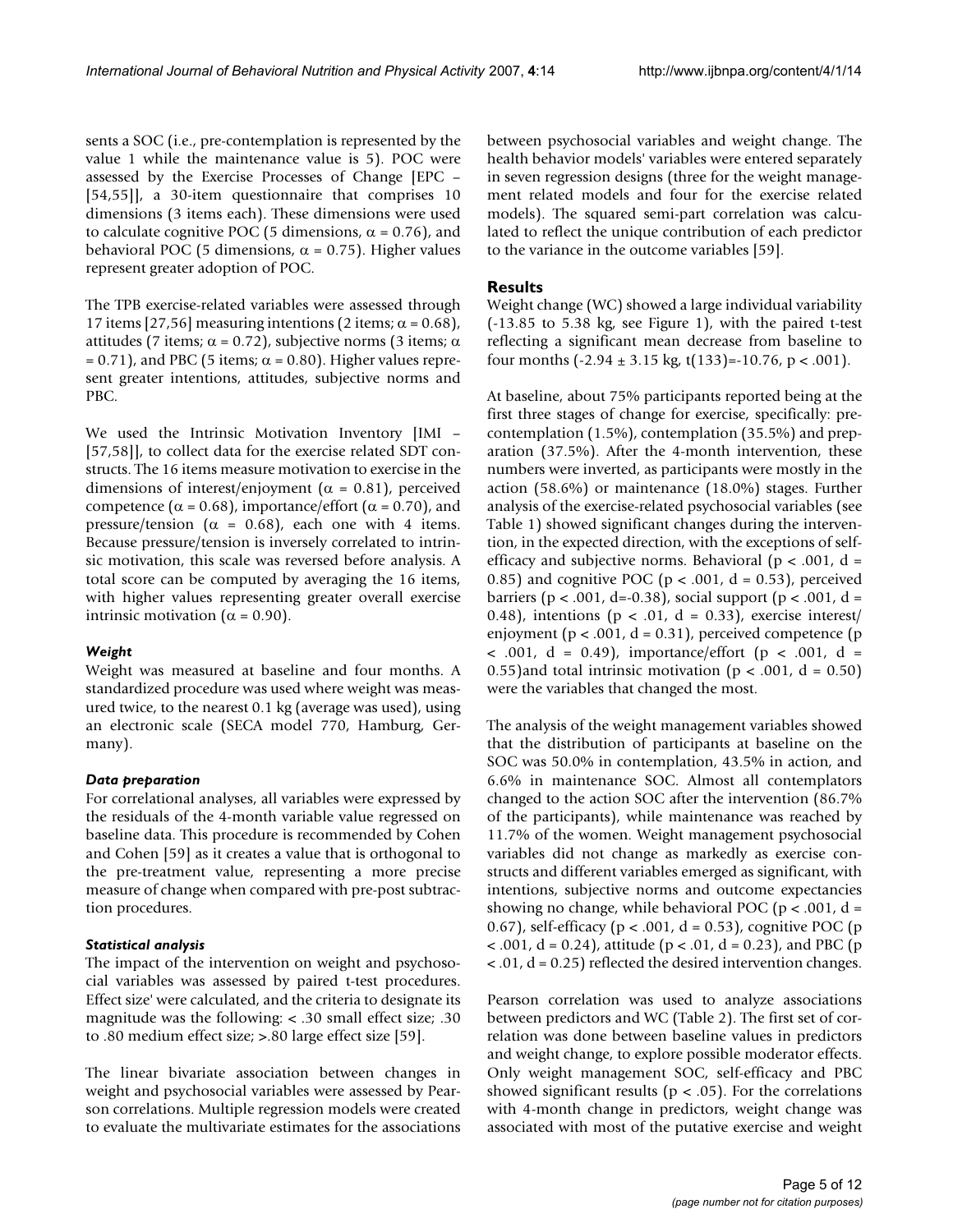sents a SOC (i.e., pre-contemplation is represented by the value 1 while the maintenance value is 5). POC were assessed by the Exercise Processes of Change [EPC – [54,55]], a 30-item questionnaire that comprises 10 dimensions (3 items each). These dimensions were used to calculate cognitive POC (5 dimensions, $\alpha = 0.76$), and behavioral POC (5 dimensions, $\alpha = 0.75$). Higher values represent greater adoption of POC.

The TPB exercise-related variables were assessed through 17 items [27,56] measuring intentions (2 items; $\alpha = 0.68$), attitudes (7 items; $\alpha = 0.72$), subjective norms (3 items; $\alpha = 0.71$), and PBC (5 items; $\alpha = 0.80$). Higher values represent greater intentions, attitudes, subjective norms and PBC.

We used the Intrinsic Motivation Inventory [IMI – [57,58]], to collect data for the exercise related SDT constructs. The 16 items measure motivation to exercise in the dimensions of interest/enjoyment ($\alpha = 0.81$), perceived competence ($\alpha = 0.68$), importance/effort ($\alpha = 0.70$), and pressure/tension ($\alpha = 0.68$), each one with 4 items. Because pressure/tension is inversely correlated to intrinsic motivation, this scale was reversed before analysis. A total score can be computed by averaging the 16 items, with higher values representing greater overall exercise intrinsic motivation ($\alpha = 0.90$).

#### *Weight*

Weight was measured at baseline and four months. A standardized procedure was used where weight was measured twice, to the nearest 0.1 kg (average was used), using an electronic scale (SECA model 770, Hamburg, Germany).

#### *Data preparation*

For correlational analyses, all variables were expressed by the residuals of the 4-month variable value regressed on baseline data. This procedure is recommended by Cohen and Cohen [59] as it creates a value that is orthogonal to the pre-treatment value, representing a more precise measure of change when compared with pre-post subtraction procedures.

#### *Statistical analysis*

The impact of the intervention on weight and psychosocial variables was assessed by paired t-test procedures. Effect size' were calculated, and the criteria to designate its magnitude was the following: < .30 small effect size; .30 to .80 medium effect size; >.80 large effect size [59].

The linear bivariate association between changes in weight and psychosocial variables were assessed by Pearson correlations. Multiple regression models were created to evaluate the multivariate estimates for the associations between psychosocial variables and weight change. The health behavior models' variables were entered separately in seven regression designs (three for the weight management related models and four for the exercise related models). The squared semi-part correlation was calculated to reflect the unique contribution of each predictor to the variance in the outcome variables [59].

## Results

Weight change (WC) showed a large individual variability (-13.85 to 5.38 kg, see Figure 1), with the paired t-test reflecting a significant mean decrease from baseline to four months (-2.94 ± 3.15 kg, $t(133)=-10.76$, $p < .001$).

At baseline, about 75% participants reported being at the first three stages of change for exercise, specifically: pre-contemplation (1.5%), contemplation (35.5%) and preparation (37.5%). After the 4-month intervention, these numbers were inverted, as participants were mostly in the action (58.6%) or maintenance (18.0%) stages. Further analysis of the exercise-related psychosocial variables (see Table 1) showed significant changes during the intervention, in the expected direction, with the exceptions of self-efficacy and subjective norms. Behavioral ($p < .001$, $d = 0.85$) and cognitive POC ($p < .001$, $d = 0.53$), perceived barriers ($p < .001$, $d=-0.38$), social support ($p < .001$, $d = 0.48$), intentions ($p < .01$, $d = 0.33$), exercise interest/enjoyment ($p < .001$, $d = 0.31$), perceived competence ($p < .001$, $d = 0.49$), importance/effort ($p < .001$, $d = 0.55$)and total intrinsic motivation ($p < .001$, $d = 0.50$) were the variables that changed the most.

The analysis of the weight management variables showed that the distribution of participants at baseline on the SOC was 50.0% in contemplation, 43.5% in action, and 6.6% in maintenance SOC. Almost all contemplators changed to the action SOC after the intervention (86.7% of the participants), while maintenance was reached by 11.7% of the women. Weight management psychosocial variables did not change as markedly as exercise constructs and different variables emerged as significant, with intentions, subjective norms and outcome expectancies showing no change, while behavioral POC ($p < .001$, $d = 0.67$), self-efficacy ($p < .001$, $d = 0.53$), cognitive POC ($p < .001$, $d = 0.24$), attitude ($p < .01$, $d = 0.23$), and PBC ($p < .01$, $d = 0.25$) reflected the desired intervention changes.

Pearson correlation was used to analyze associations between predictors and WC (Table 2). The first set of correlation was done between baseline values in predictors and weight change, to explore possible moderator effects. Only weight management SOC, self-efficacy and PBC showed significant results ($p < .05$). For the correlations with 4-month change in predictors, weight change was associated with most of the putative exercise and weight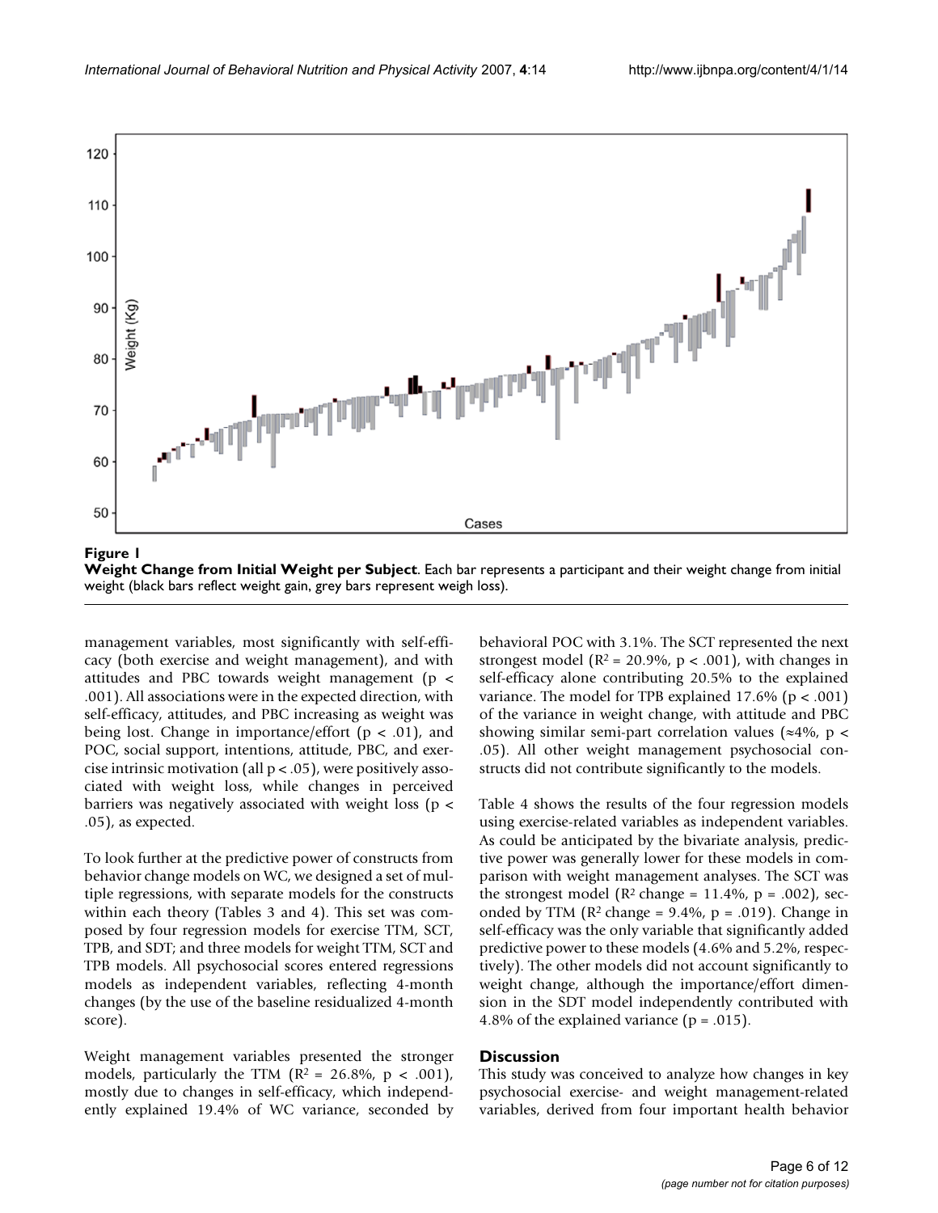**Figure 1**

**Weight Change from Initial Weight per Subject**. Each bar represents a participant and their weight change from initial weight (black bars reflect weight gain, grey bars represent weigh loss).

management variables, most significantly with self-efficacy (both exercise and weight management), and with attitudes and PBC towards weight management ($p < .001$). All associations were in the expected direction, with self-efficacy, attitudes, and PBC increasing as weight was being lost. Change in importance/effort ($p < .01$), and POC, social support, intentions, attitude, PBC, and exercise intrinsic motivation (all $p < .05$), were positively associated with weight loss, while changes in perceived barriers was negatively associated with weight loss ($p < .05$), as expected.

To look further at the predictive power of constructs from behavior change models on WC, we designed a set of multiple regressions, with separate models for the constructs within each theory (Tables 3 and 4). This set was composed by four regression models for exercise TTM, SCT, TPB, and SDT; and three models for weight TTM, SCT and TPB models. All psychosocial scores entered regressions models as independent variables, reflecting 4-month changes (by the use of the baseline residualized 4-month score).

Weight management variables presented the stronger models, particularly the TTM ($R^2$ = 26.8%, $p < .001$), mostly due to changes in self-efficacy, which independently explained 19.4% of WC variance, seconded by behavioral POC with 3.1%. The SCT represented the next strongest model ($R^2$ = 20.9%, $p < .001$), with changes in self-efficacy alone contributing 20.5% to the explained variance. The model for TPB explained 17.6% ($p < .001$) of the variance in weight change, with attitude and PBC showing similar semi-part correlation values (≈4%, $p < .05$). All other weight management psychosocial constructs did not contribute significantly to the models.

Table 4 shows the results of the four regression models using exercise-related variables as independent variables. As could be anticipated by the bivariate analysis, predictive power was generally lower for these models in comparison with weight management analyses. The SCT was the strongest model ($R^2$ change = 11.4%, $p = .002$), seconded by TTM ($R^2$ change = 9.4%, $p = .019$). Change in self-efficacy was the only variable that significantly added predictive power to these models (4.6% and 5.2%, respectively). The other models did not account significantly to weight change, although the importance/effort dimension in the SDT model independently contributed with 4.8% of the explained variance ($p = .015$).

## Discussion

This study was conceived to analyze how changes in key psychosocial exercise- and weight management-related variables, derived from four important health behavior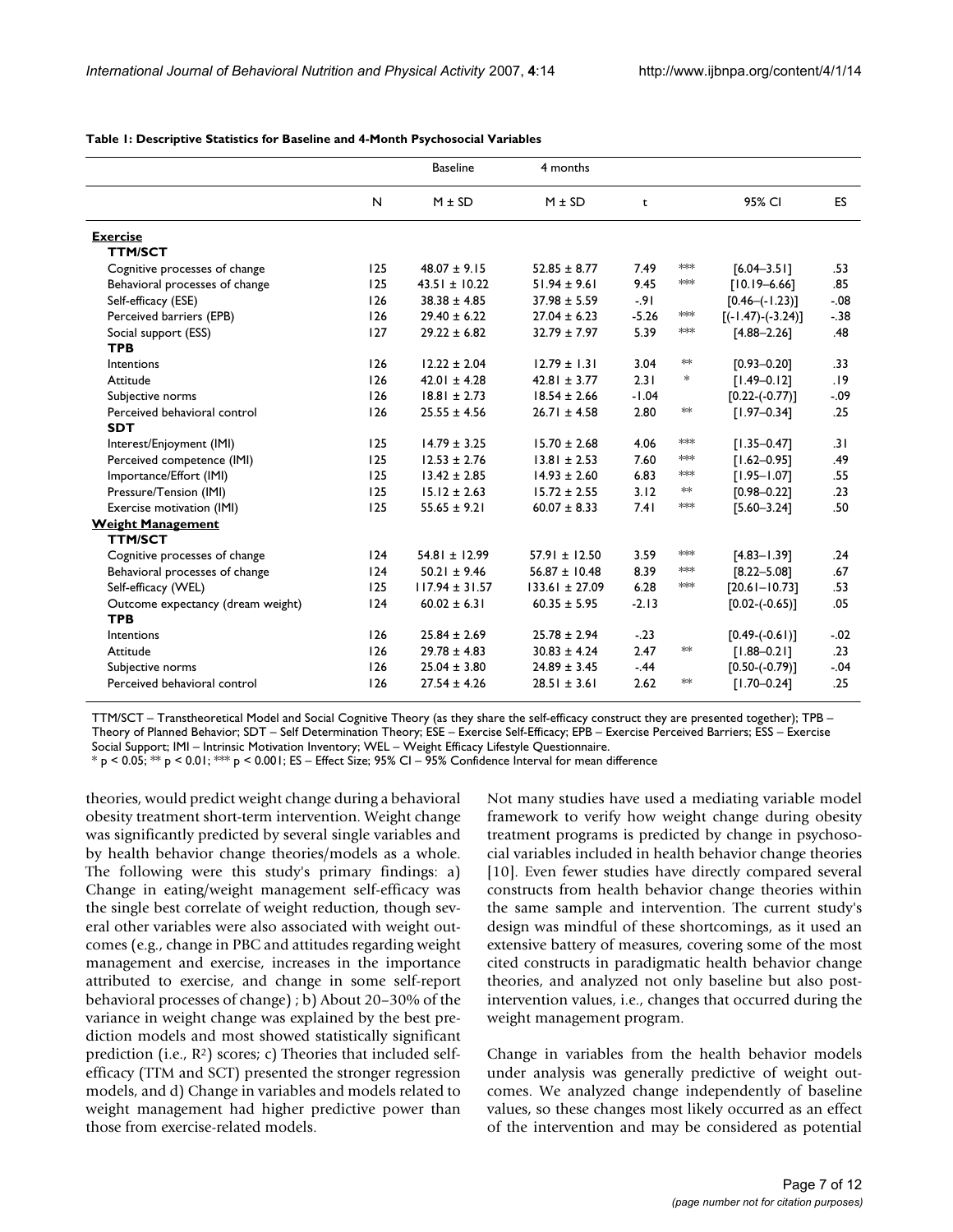**Table 1: Descriptive Statistics for Baseline and 4-Month Psychosocial Variables**

| | | Baseline | 4 months | | | | |
|---|---|---|---|---|---|---|---|
| | N | M ± SD | M ± SD | t | | 95% CI | ES |
| **Exercise** | | | | | | | |
| **TTM/SCT** | | | | | | | |
| Cognitive processes of change | 125 | 48.07 ± 9.15 | 52.85 ± 8.77 | 7.49 | *** | [6.04–3.51] | .53 |
| Behavioral processes of change | 125 | 43.51 ± 10.22 | 51.94 ± 9.61 | 9.45 | *** | [10.19–6.66] | .85 |
| Self-efficacy (ESE) | 126 | 38.38 ± 4.85 | 37.98 ± 5.59 | -.91 | | [0.46–(-1.23)] | -.08 |
| Perceived barriers (EPB) | 126 | 29.40 ± 6.22 | 27.04 ± 6.23 | -5.26 | *** | [(-1.47)-(-3.24)] | -.38 |
| Social support (ESS) | 127 | 29.22 ± 6.82 | 32.79 ± 7.97 | 5.39 | *** | [4.88–2.26] | .48 |
| **TPB** | | | | | | | |
| Intentions | 126 | 12.22 ± 2.04 | 12.79 ± 1.31 | 3.04 | ** | [0.93–0.20] | .33 |
| Attitude | 126 | 42.01 ± 4.28 | 42.81 ± 3.77 | 2.31 | * | [1.49–0.12] | .19 |
| Subjective norms | 126 | 18.81 ± 2.73 | 18.54 ± 2.66 | -1.04 | | [0.22-(-0.77)] | -.09 |
| Perceived behavioral control | 126 | 25.55 ± 4.56 | 26.71 ± 4.58 | 2.80 | ** | [1.97–0.34] | .25 |
| **SDT** | | | | | | | |
| Interest/Enjoyment (IMI) | 125 | 14.79 ± 3.25 | 15.70 ± 2.68 | 4.06 | *** | [1.35–0.47] | .31 |
| Perceived competence (IMI) | 125 | 12.53 ± 2.76 | 13.81 ± 2.53 | 7.60 | *** | [1.62–0.95] | .49 |
| Importance/Effort (IMI) | 125 | 13.42 ± 2.85 | 14.93 ± 2.60 | 6.83 | *** | [1.95–1.07] | .55 |
| Pressure/Tension (IMI) | 125 | 15.12 ± 2.63 | 15.72 ± 2.55 | 3.12 | ** | [0.98–0.22] | .23 |
| Exercise motivation (IMI) | 125 | 55.65 ± 9.21 | 60.07 ± 8.33 | 7.41 | *** | [5.60–3.24] | .50 |
| **Weight Management** | | | | | | | |
| **TTM/SCT** | | | | | | | |
| Cognitive processes of change | 124 | 54.81 ± 12.99 | 57.91 ± 12.50 | 3.59 | *** | [4.83–1.39] | .24 |
| Behavioral processes of change | 124 | 50.21 ± 9.46 | 56.87 ± 10.48 | 8.39 | *** | [8.22–5.08] | .67 |
| Self-efficacy (WEL) | 125 | 117.94 ± 31.57 | 133.61 ± 27.09 | 6.28 | *** | [20.61–10.73] | .53 |
| Outcome expectancy (dream weight) | 124 | 60.02 ± 6.31 | 60.35 ± 5.95 | -2.13 | | [0.02-(-0.65)] | .05 |
| **TPB** | | | | | | | |
| Intentions | 126 | 25.84 ± 2.69 | 25.78 ± 2.94 | -.23 | | [0.49-(-0.61)] | -.02 |
| Attitude | 126 | 29.78 ± 4.83 | 30.83 ± 4.24 | 2.47 | ** | [1.88–0.21] | .23 |
| Subjective norms | 126 | 25.04 ± 3.80 | 24.89 ± 3.45 | -.44 | | [0.50-(-0.79)] | -.04 |
| Perceived behavioral control | 126 | 27.54 ± 4.26 | 28.51 ± 3.61 | 2.62 | ** | [1.70–0.24] | .25 |

TTM/SCT – Transtheoretical Model and Social Cognitive Theory (as they share the self-efficacy construct they are presented together); TPB – Theory of Planned Behavior; SDT – Self Determination Theory; ESE – Exercise Self-Efficacy; EPB – Exercise Perceived Barriers; ESS – Exercise Social Support; IMI – Intrinsic Motivation Inventory; WEL – Weight Efficacy Lifestyle Questionnaire.
* $p < 0.05$; ** $p < 0.01$; *** $p < 0.001$; ES – Effect Size; 95% CI – 95% Confidence Interval for mean difference

theories, would predict weight change during a behavioral obesity treatment short-term intervention. Weight change was significantly predicted by several single variables and by health behavior change theories/models as a whole. The following were this study's primary findings: a) Change in eating/weight management self-efficacy was the single best correlate of weight reduction, though several other variables were also associated with weight outcomes (e.g., change in PBC and attitudes regarding weight management and exercise, increases in the importance attributed to exercise, and change in some self-report behavioral processes of change) ; b) About 20–30% of the variance in weight change was explained by the best prediction models and most showed statistically significant prediction (i.e., $R^2$) scores; c) Theories that included self-efficacy (TTM and SCT) presented the stronger regression models, and d) Change in variables and models related to weight management had higher predictive power than those from exercise-related models.

Not many studies have used a mediating variable model framework to verify how weight change during obesity treatment programs is predicted by change in psychosocial variables included in health behavior change theories [10]. Even fewer studies have directly compared several constructs from health behavior change theories within the same sample and intervention. The current study's design was mindful of these shortcomings, as it used an extensive battery of measures, covering some of the most cited constructs in paradigmatic health behavior change theories, and analyzed not only baseline but also post-intervention values, i.e., changes that occurred during the weight management program.

Change in variables from the health behavior models under analysis was generally predictive of weight outcomes. We analyzed change independently of baseline values, so these changes most likely occurred as an effect of the intervention and may be considered as potential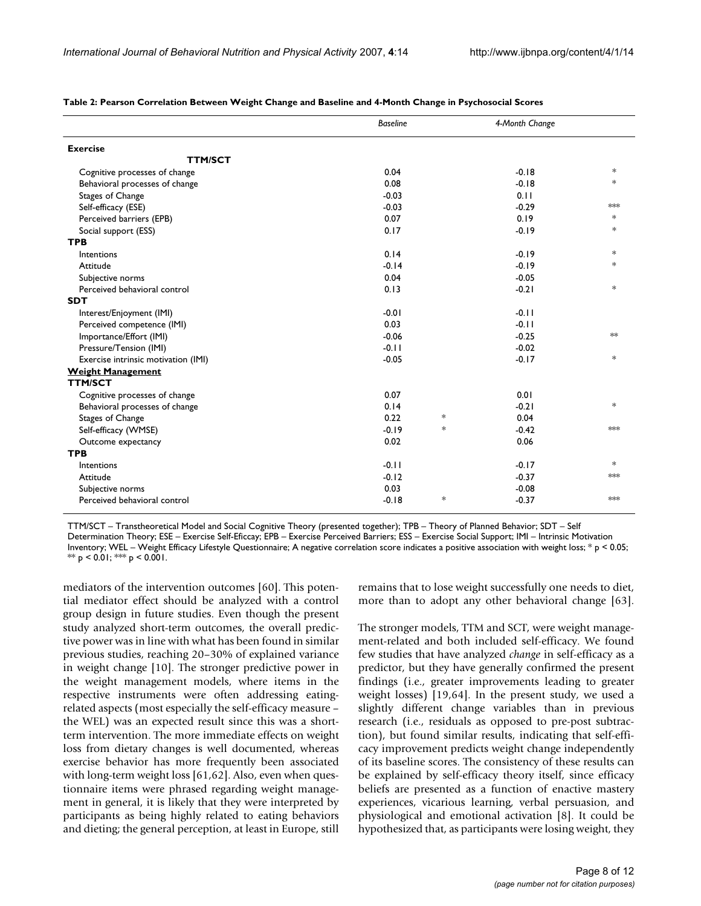**Table 2: Pearson Correlation Between Weight Change and Baseline and 4-Month Change in Psychosocial Scores**

| | *Baseline* | | *4-Month Change* | |
|---|---|---|---|---|
| **Exercise** | | | | |
| **TTM/SCT** | | | | |
| Cognitive processes of change | 0.04 | | -0.18 | * |
| Behavioral processes of change | 0.08 | | -0.18 | * |
| Stages of Change | -0.03 | | 0.11 | |
| Self-efficacy (ESE) | -0.03 | | -0.29 | *** |
| Perceived barriers (EPB) | 0.07 | | 0.19 | * |
| Social support (ESS) | 0.17 | | -0.19 | * |
| **TPB** | | | | |
| Intentions | 0.14 | | -0.19 | * |
| Attitude | -0.14 | | -0.19 | * |
| Subjective norms | 0.04 | | -0.05 | |
| Perceived behavioral control | 0.13 | | -0.21 | * |
| **SDT** | | | | |
| Interest/Enjoyment (IMI) | -0.01 | | -0.11 | |
| Perceived competence (IMI) | 0.03 | | -0.11 | |
| Importance/Effort (IMI) | -0.06 | | -0.25 | ** |
| Pressure/Tension (IMI) | -0.11 | | -0.02 | |
| Exercise intrinsic motivation (IMI) | -0.05 | | -0.17 | * |
| **Weight Management** | | | | |
| **TTM/SCT** | | | | |
| Cognitive processes of change | 0.07 | | 0.01 | |
| Behavioral processes of change | 0.14 | | -0.21 | * |
| Stages of Change | 0.22 | * | 0.04 | |
| Self-efficacy (WMSE) | -0.19 | * | -0.42 | *** |
| Outcome expectancy | 0.02 | | 0.06 | |
| **TPB** | | | | |
| Intentions | -0.11 | | -0.17 | * |
| Attitude | -0.12 | | -0.37 | *** |
| Subjective norms | 0.03 | | -0.08 | |
| Perceived behavioral control | -0.18 | * | -0.37 | *** |

TTM/SCT – Transtheoretical Model and Social Cognitive Theory (presented together); TPB – Theory of Planned Behavior; SDT – Self Determination Theory; ESE – Exercise Self-Eficcay; EPB – Exercise Perceived Barriers; ESS – Exercise Social Support; IMI – Intrinsic Motivation Inventory; WEL – Weight Efficacy Lifestyle Questionnaire; A negative correlation score indicates a positive association with weight loss; * $p < 0.05$; ** $p < 0.01$; *** $p < 0.001$.

mediators of the intervention outcomes [60]. This potential mediator effect should be analyzed with a control group design in future studies. Even though the present study analyzed short-term outcomes, the overall predictive power was in line with what has been found in similar previous studies, reaching 20–30% of explained variance in weight change [10]. The stronger predictive power in the weight management models, where items in the respective instruments were often addressing eating-related aspects (most especially the self-efficacy measure – the WEL) was an expected result since this was a short-term intervention. The more immediate effects on weight loss from dietary changes is well documented, whereas exercise behavior has more frequently been associated with long-term weight loss [61,62]. Also, even when questionnaire items were phrased regarding weight management in general, it is likely that they were interpreted by participants as being highly related to eating behaviors and dieting; the general perception, at least in Europe, still remains that to lose weight successfully one needs to diet, more than to adopt any other behavioral change [63].

The stronger models, TTM and SCT, were weight management-related and both included self-efficacy. We found few studies that have analyzed *change* in self-efficacy as a predictor, but they have generally confirmed the present findings (i.e., greater improvements leading to greater weight losses) [19,64]. In the present study, we used a slightly different change variables than in previous research (i.e., residuals as opposed to pre-post subtraction), but found similar results, indicating that self-efficacy improvement predicts weight change independently of its baseline scores. The consistency of these results can be explained by self-efficacy theory itself, since efficacy beliefs are presented as a function of enactive mastery experiences, vicarious learning, verbal persuasion, and physiological and emotional activation [8]. It could be hypothesized that, as participants were losing weight, they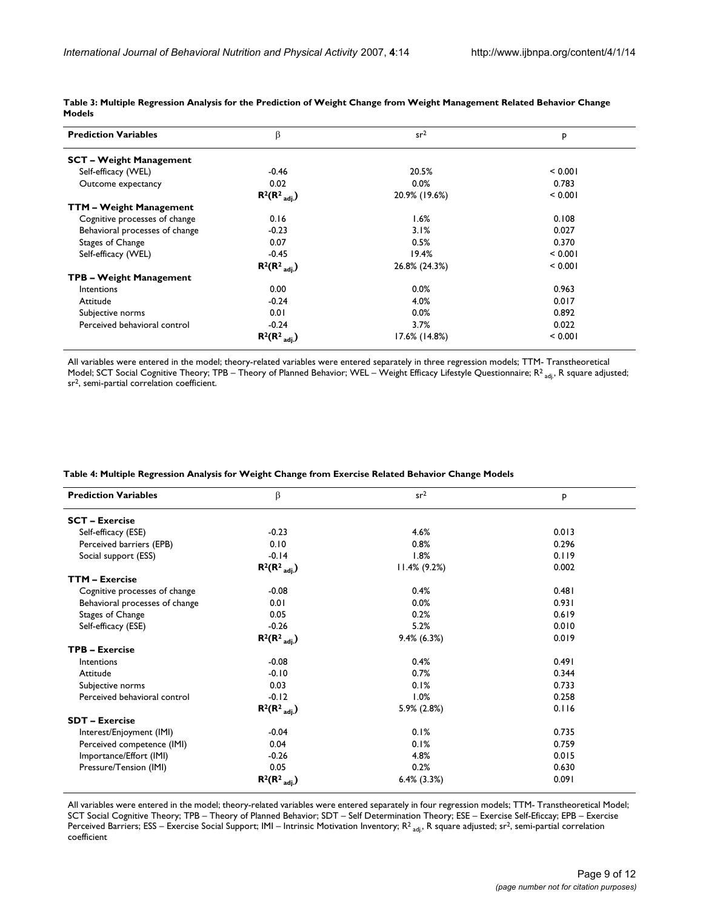**Table 3: Multiple Regression Analysis for the Prediction of Weight Change from Weight Management Related Behavior Change Models**

| Prediction Variables | $\beta$ | $sr^2$ | p |
|---|---|---|---|
| **SCT – Weight Management** | | | |
| Self-efficacy (WEL) | -0.46 | 20.5% | < 0.001 |
| Outcome expectancy | 0.02 | 0.0% | 0.783 |
| | $R^2(R^2_{adj.})$ | 20.9% (19.6%) | < 0.001 |
| **TTM – Weight Management** | | | |
| Cognitive processes of change | 0.16 | 1.6% | 0.108 |
| Behavioral processes of change | -0.23 | 3.1% | 0.027 |
| Stages of Change | 0.07 | 0.5% | 0.370 |
| Self-efficacy (WEL) | -0.45 | 19.4% | < 0.001 |
| | $R^2(R^2_{adj.})$ | 26.8% (24.3%) | < 0.001 |
| **TPB – Weight Management** | | | |
| Intentions | 0.00 | 0.0% | 0.963 |
| Attitude | -0.24 | 4.0% | 0.017 |
| Subjective norms | 0.01 | 0.0% | 0.892 |
| Perceived behavioral control | -0.24 | 3.7% | 0.022 |
| | $R^2(R^2_{adj.})$ | 17.6% (14.8%) | < 0.001 |

All variables were entered in the model; theory-related variables were entered separately in three regression models; TTM- Transtheoretical Model; SCT Social Cognitive Theory; TPB – Theory of Planned Behavior; WEL – Weight Efficacy Lifestyle Questionnaire; $R^2_{adj.}$, R square adjusted; $sr^2$, semi-partial correlation coefficient.

**Table 4: Multiple Regression Analysis for Weight Change from Exercise Related Behavior Change Models**

| Prediction Variables | $\beta$ | $sr^2$ | p |
|---|---|---|---|
| **SCT – Exercise** | | | |
| Self-efficacy (ESE) | -0.23 | 4.6% | 0.013 |
| Perceived barriers (EPB) | 0.10 | 0.8% | 0.296 |
| Social support (ESS) | -0.14 | 1.8% | 0.119 |
| | $R^2(R^2_{adj.})$ | 11.4% (9.2%) | 0.002 |
| **TTM – Exercise** | | | |
| Cognitive processes of change | -0.08 | 0.4% | 0.481 |
| Behavioral processes of change | 0.01 | 0.0% | 0.931 |
| Stages of Change | 0.05 | 0.2% | 0.619 |
| Self-efficacy (ESE) | -0.26 | 5.2% | 0.010 |
| | $R^2(R^2_{adj.})$ | 9.4% (6.3%) | 0.019 |
| **TPB – Exercise** | | | |
| Intentions | -0.08 | 0.4% | 0.491 |
| Attitude | -0.10 | 0.7% | 0.344 |
| Subjective norms | 0.03 | 0.1% | 0.733 |
| Perceived behavioral control | -0.12 | 1.0% | 0.258 |
| | $R^2(R^2_{adj.})$ | 5.9% (2.8%) | 0.116 |
| **SDT – Exercise** | | | |
| Interest/Enjoyment (IMI) | -0.04 | 0.1% | 0.735 |
| Perceived competence (IMI) | 0.04 | 0.1% | 0.759 |
| Importance/Effort (IMI) | -0.26 | 4.8% | 0.015 |
| Pressure/Tension (IMI) | 0.05 | 0.2% | 0.630 |
| | $R^2(R^2_{adj.})$ | 6.4% (3.3%) | 0.091 |

All variables were entered in the model; theory-related variables were entered separately in four regression models; TTM- Transtheoretical Model; SCT Social Cognitive Theory; TPB – Theory of Planned Behavior; SDT – Self Determination Theory; ESE – Exercise Self-Eficcay; EPB – Exercise Perceived Barriers; ESS – Exercise Social Support; IMI – Intrinsic Motivation Inventory; $R^2_{adj.}$, R square adjusted; $sr^2$, semi-partial correlation coefficient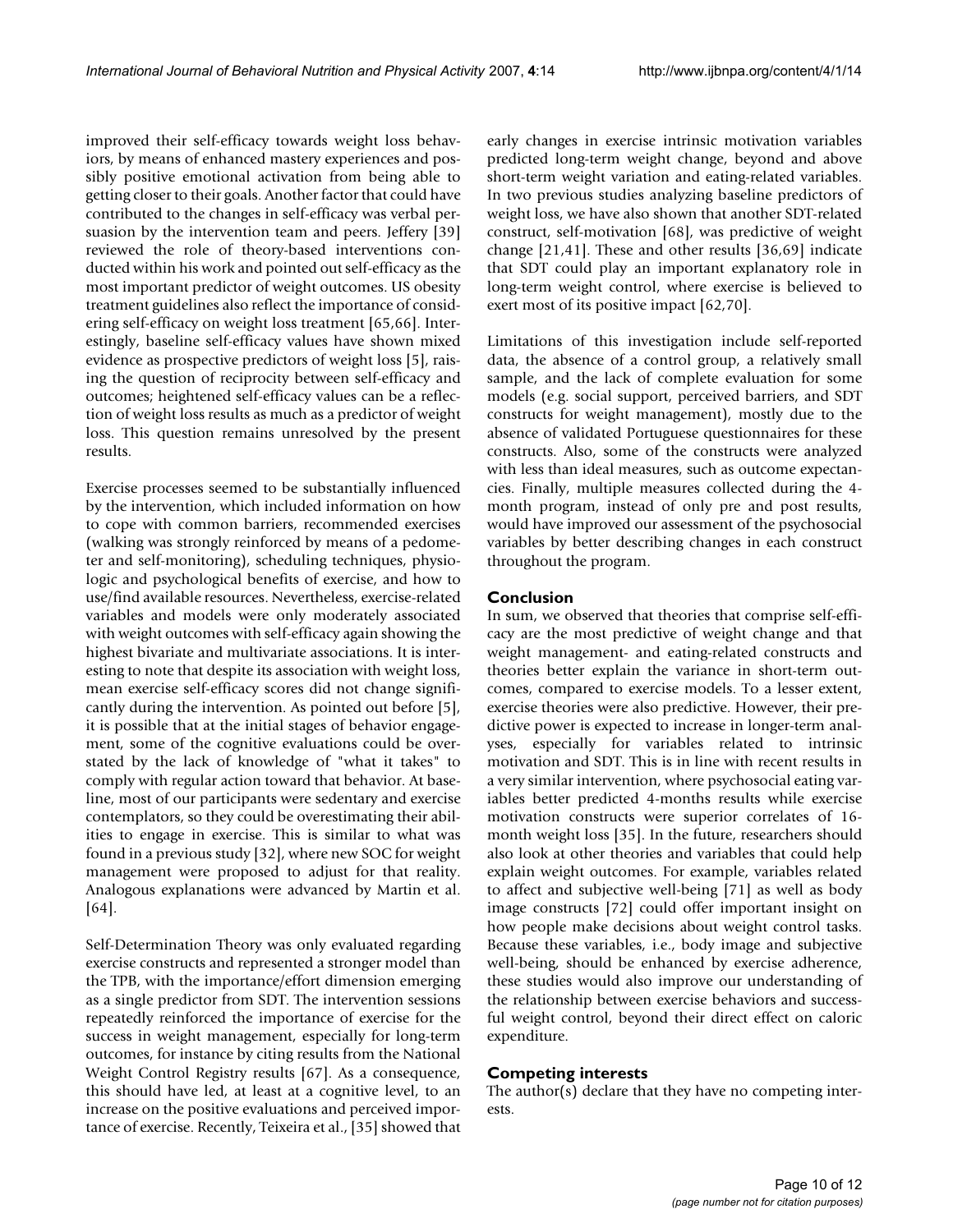improved their self-efficacy towards weight loss behaviors, by means of enhanced mastery experiences and possibly positive emotional activation from being able to getting closer to their goals. Another factor that could have contributed to the changes in self-efficacy was verbal persuasion by the intervention team and peers. Jeffery [39] reviewed the role of theory-based interventions conducted within his work and pointed out self-efficacy as the most important predictor of weight outcomes. US obesity treatment guidelines also reflect the importance of considering self-efficacy on weight loss treatment [65,66]. Interestingly, baseline self-efficacy values have shown mixed evidence as prospective predictors of weight loss [5], raising the question of reciprocity between self-efficacy and outcomes; heightened self-efficacy values can be a reflection of weight loss results as much as a predictor of weight loss. This question remains unresolved by the present results.

Exercise processes seemed to be substantially influenced by the intervention, which included information on how to cope with common barriers, recommended exercises (walking was strongly reinforced by means of a pedometer and self-monitoring), scheduling techniques, physiologic and psychological benefits of exercise, and how to use/find available resources. Nevertheless, exercise-related variables and models were only moderately associated with weight outcomes with self-efficacy again showing the highest bivariate and multivariate associations. It is interesting to note that despite its association with weight loss, mean exercise self-efficacy scores did not change significantly during the intervention. As pointed out before [5], it is possible that at the initial stages of behavior engagement, some of the cognitive evaluations could be overstated by the lack of knowledge of "what it takes" to comply with regular action toward that behavior. At baseline, most of our participants were sedentary and exercise contemplators, so they could be overestimating their abilities to engage in exercise. This is similar to what was found in a previous study [32], where new SOC for weight management were proposed to adjust for that reality. Analogous explanations were advanced by Martin et al. [64].

Self-Determination Theory was only evaluated regarding exercise constructs and represented a stronger model than the TPB, with the importance/effort dimension emerging as a single predictor from SDT. The intervention sessions repeatedly reinforced the importance of exercise for the success in weight management, especially for long-term outcomes, for instance by citing results from the National Weight Control Registry results [67]. As a consequence, this should have led, at least at a cognitive level, to an increase on the positive evaluations and perceived importance of exercise. Recently, Teixeira et al., [35] showed that early changes in exercise intrinsic motivation variables predicted long-term weight change, beyond and above short-term weight variation and eating-related variables. In two previous studies analyzing baseline predictors of weight loss, we have also shown that another SDT-related construct, self-motivation [68], was predictive of weight change [21,41]. These and other results [36,69] indicate that SDT could play an important explanatory role in long-term weight control, where exercise is believed to exert most of its positive impact [62,70].

Limitations of this investigation include self-reported data, the absence of a control group, a relatively small sample, and the lack of complete evaluation for some models (e.g. social support, perceived barriers, and SDT constructs for weight management), mostly due to the absence of validated Portuguese questionnaires for these constructs. Also, some of the constructs were analyzed with less than ideal measures, such as outcome expectancies. Finally, multiple measures collected during the 4-month program, instead of only pre and post results, would have improved our assessment of the psychosocial variables by better describing changes in each construct throughout the program.

## Conclusion

In sum, we observed that theories that comprise self-efficacy are the most predictive of weight change and that weight management- and eating-related constructs and theories better explain the variance in short-term outcomes, compared to exercise models. To a lesser extent, exercise theories were also predictive. However, their predictive power is expected to increase in longer-term analyses, especially for variables related to intrinsic motivation and SDT. This is in line with recent results in a very similar intervention, where psychosocial eating variables better predicted 4-months results while exercise motivation constructs were superior correlates of 16-month weight loss [35]. In the future, researchers should also look at other theories and variables that could help explain weight outcomes. For example, variables related to affect and subjective well-being [71] as well as body image constructs [72] could offer important insight on how people make decisions about weight control tasks. Because these variables, i.e., body image and subjective well-being, should be enhanced by exercise adherence, these studies would also improve our understanding of the relationship between exercise behaviors and successful weight control, beyond their direct effect on caloric expenditure.

## Competing interests

The author(s) declare that they have no competing interests.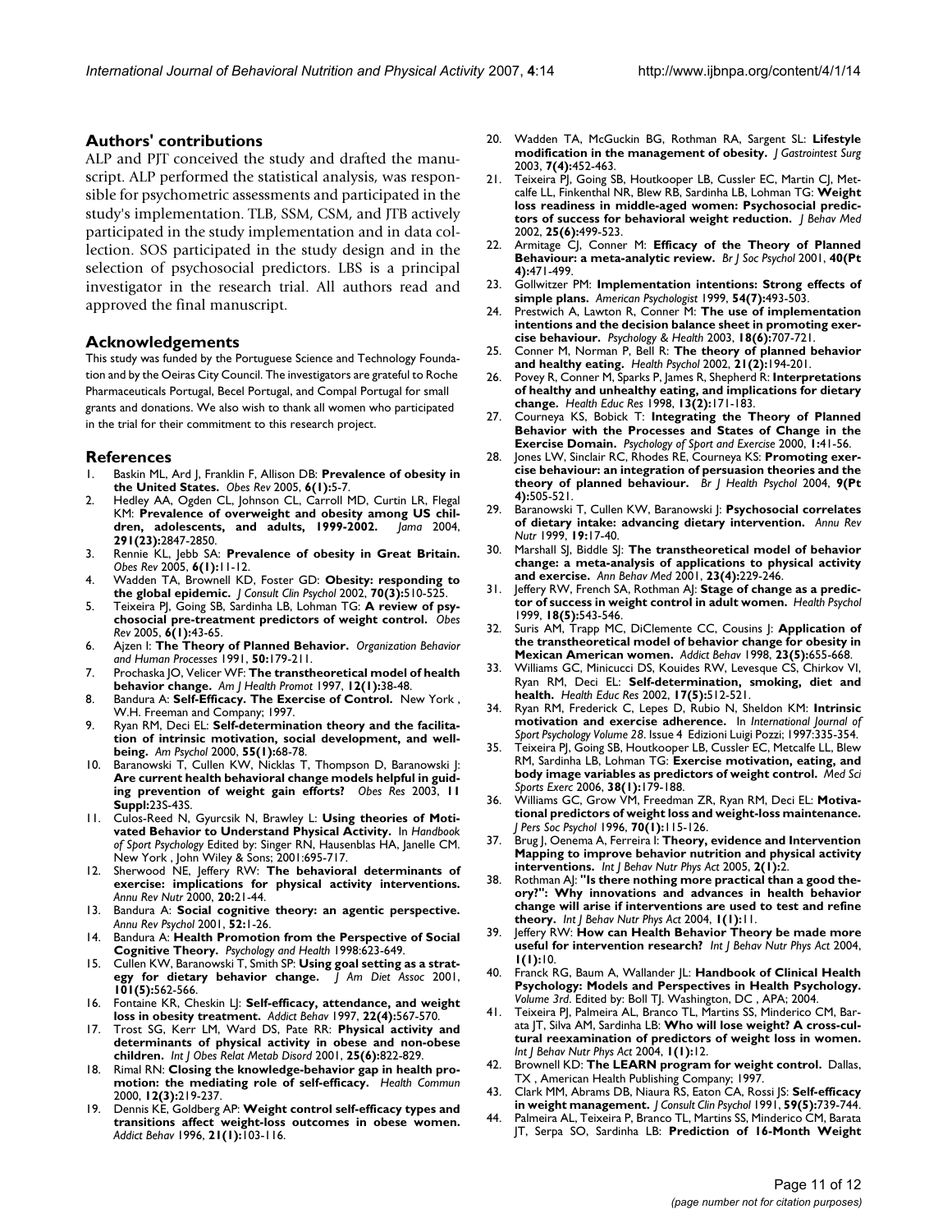## Authors' contributions

ALP and PJT conceived the study and drafted the manuscript. ALP performed the statistical analysis, was responsible for psychometric assessments and participated in the study's implementation. TLB, SSM, CSM, and JTB actively participated in the study implementation and in data collection. SOS participated in the study design and in the selection of psychosocial predictors. LBS is a principal investigator in the research trial. All authors read and approved the final manuscript.

## Acknowledgements

This study was funded by the Portuguese Science and Technology Foundation and by the Oeiras City Council. The investigators are grateful to Roche Pharmaceuticals Portugal, Becel Portugal, and Compal Portugal for small grants and donations. We also wish to thank all women who participated in the trial for their commitment to this research project.

## References

1. Baskin ML, Ard J, Franklin F, Allison DB: **Prevalence of obesity in the United States.** *Obes Rev* 2005, **6(1)**:5-7.
2. Hedley AA, Ogden CL, Johnson CL, Carroll MD, Curtin LR, Flegal KM: **Prevalence of overweight and obesity among US children, adolescents, and adults, 1999-2002.** *Jama* 2004, **291(23)**:2847-2850.
3. Rennie KL, Jebb SA: **Prevalence of obesity in Great Britain.** *Obes Rev* 2005, **6(1)**:11-12.
4. Wadden TA, Brownell KD, Foster GD: **Obesity: responding to the global epidemic.** *J Consult Clin Psychol* 2002, **70(3)**:510-525.
5. Teixeira PJ, Going SB, Sardinha LB, Lohman TG: **A review of psychosocial pre-treatment predictors of weight control.** *Obes Rev* 2005, **6(1)**:43-65.
6. Ajzen I: **The Theory of Planned Behavior.** *Organization Behavior and Human Processes* 1991, **50**:179-211.
7. Prochaska JO, Velicer WF: **The transtheoretical model of health behavior change.** *Am J Health Promot* 1997, **12(1)**:38-48.
8. Bandura A: **Self-Efficacy. The Exercise of Control.** New York , W.H. Freeman and Company; 1997.
9. Ryan RM, Deci EL: **Self-determination theory and the facilitation of intrinsic motivation, social development, and well-being.** *Am Psychol* 2000, **55(1)**:68-78.
10. Baranowski T, Cullen KW, Nicklas T, Thompson D, Baranowski J: **Are current health behavioral change models helpful in guiding prevention of weight gain efforts?** *Obes Res* 2003, **11 Suppl**:23S-43S.
11. Culos-Reed N, Gyurcsik N, Brawley L: **Using theories of Motivated Behavior to Understand Physical Activity.** In *Handbook of Sport Psychology* Edited by: Singer RN, Hausenblas HA, Janelle CM. New York , John Wiley & Sons; 2001:695-717.
12. Sherwood NE, Jeffery RW: **The behavioral determinants of exercise: implications for physical activity interventions.** *Annu Rev Nutr* 2000, **20**:21-44.
13. Bandura A: **Social cognitive theory: an agentic perspective.** *Annu Rev Psychol* 2001, **52**:1-26.
14. Bandura A: **Health Promotion from the Perspective of Social Cognitive Theory.** *Psychology and Health* 1998:623-649.
15. Cullen KW, Baranowski T, Smith SP: **Using goal setting as a strategy for dietary behavior change.** *J Am Diet Assoc* 2001, **101(5)**:562-566.
16. Fontaine KR, Cheskin LJ: **Self-efficacy, attendance, and weight loss in obesity treatment.** *Addict Behav* 1997, **22(4)**:567-570.
17. Trost SG, Kerr LM, Ward DS, Pate RR: **Physical activity and determinants of physical activity in obese and non-obese children.** *Int J Obes Relat Metab Disord* 2001, **25(6)**:822-829.
18. Rimal RN: **Closing the knowledge-behavior gap in health promotion: the mediating role of self-efficacy.** *Health Commun* 2000, **12(3)**:219-237.
19. Dennis KE, Goldberg AP: **Weight control self-efficacy types and transitions affect weight-loss outcomes in obese women.** *Addict Behav* 1996, **21(1)**:103-116.
20. Wadden TA, McGuckin BG, Rothman RA, Sargent SL: **Lifestyle modification in the management of obesity.** *J Gastrointest Surg* 2003, **7(4)**:452-463.
21. Teixeira PJ, Going SB, Houtkooper LB, Cussler EC, Martin CJ, Metcalfe LL, Finkenthal NR, Blew RB, Sardinha LB, Lohman TG: **Weight loss readiness in middle-aged women: Psychosocial predictors of success for behavioral weight reduction.** *J Behav Med* 2002, **25(6)**:499-523.
22. Armitage CJ, Conner M: **Efficacy of the Theory of Planned Behaviour: a meta-analytic review.** *Br J Soc Psychol* 2001, **40(Pt 4)**:471-499.
23. Gollwitzer PM: **Implementation intentions: Strong effects of simple plans.** *American Psychologist* 1999, **54(7)**:493-503.
24. Prestwich A, Lawton R, Conner M: **The use of implementation intentions and the decision balance sheet in promoting exercise behaviour.** *Psychology & Health* 2003, **18(6)**:707-721.
25. Conner M, Norman P, Bell R: **The theory of planned behavior and healthy eating.** *Health Psychol* 2002, **21(2)**:194-201.
26. Povey R, Conner M, Sparks P, James R, Shepherd R: **Interpretations of healthy and unhealthy eating, and implications for dietary change.** *Health Educ Res* 1998, **13(2)**:171-183.
27. Courneya KS, Bobick T: **Integrating the Theory of Planned Behavior with the Processes and States of Change in the Exercise Domain.** *Psychology of Sport and Exercise* 2000, **1**:41-56.
28. Jones LW, Sinclair RC, Rhodes RE, Courneya KS: **Promoting exercise behaviour: an integration of persuasion theories and the theory of planned behaviour.** *Br J Health Psychol* 2004, **9(Pt 4)**:505-521.
29. Baranowski T, Cullen KW, Baranowski J: **Psychosocial correlates of dietary intake: advancing dietary intervention.** *Annu Rev Nutr* 1999, **19**:17-40.
30. Marshall SJ, Biddle SJ: **The transtheoretical model of behavior change: a meta-analysis of applications to physical activity and exercise.** *Ann Behav Med* 2001, **23(4)**:229-246.
31. Jeffery RW, French SA, Rothman AJ: **Stage of change as a predictor of success in weight control in adult women.** *Health Psychol* 1999, **18(5)**:543-546.
32. Suris AM, Trapp MC, DiClemente CC, Cousins J: **Application of the transtheoretical model of behavior change for obesity in Mexican American women.** *Addict Behav* 1998, **23(5)**:655-668.
33. Williams GC, Minicucci DS, Kouides RW, Levesque CS, Chirkov VI, Ryan RM, Deci EL: **Self-determination, smoking, diet and health.** *Health Educ Res* 2002, **17(5)**:512-521.
34. Ryan RM, Frederick C, Lepes D, Rubio N, Sheldon KM: **Intrinsic motivation and exercise adherence.** In *International Journal of Sport Psychology Volume 28*. Issue 4 Edizioni Luigi Pozzi; 1997:335-354.
35. Teixeira PJ, Going SB, Houtkooper LB, Cussler EC, Metcalfe LL, Blew RM, Sardinha LB, Lohman TG: **Exercise motivation, eating, and body image variables as predictors of weight control.** *Med Sci Sports Exerc* 2006, **38(1)**:179-188.
36. Williams GC, Grow VM, Freedman ZR, Ryan RM, Deci EL: **Motivational predictors of weight loss and weight-loss maintenance.** *J Pers Soc Psychol* 1996, **70(1)**:115-126.
37. Brug J, Oenema A, Ferreira I: **Theory, evidence and Intervention Mapping to improve behavior nutrition and physical activity interventions.** *Int J Behav Nutr Phys Act* 2005, **2(1)**:2.
38. Rothman AJ: **"Is there nothing more practical than a good theory?": Why innovations and advances in health behavior change will arise if interventions are used to test and refine theory.** *Int J Behav Nutr Phys Act* 2004, **1(1)**:11.
39. Jeffery RW: **How can Health Behavior Theory be made more useful for intervention research?** *Int J Behav Nutr Phys Act* 2004, **1(1)**:10.
40. Franck RG, Baum A, Wallander JL: **Handbook of Clinical Health Psychology: Models and Perspectives in Health Psychology.** *Volume 3rd*. Edited by: Boll TJ. Washington, DC , APA; 2004.
41. Teixeira PJ, Palmeira AL, Branco TL, Martins SS, Minderico CM, Barata JT, Silva AM, Sardinha LB: **Who will lose weight? A cross-cultural reexamination of predictors of weight loss in women.** *Int J Behav Nutr Phys Act* 2004, **1(1)**:12.
42. Brownell KD: **The LEARN program for weight control.** Dallas, TX , American Health Publishing Company; 1997.
43. Clark MM, Abrams DB, Niaura RS, Eaton CA, Rossi JS: **Self-efficacy in weight management.** *J Consult Clin Psychol* 1991, **59(5)**:739-744.
44. Palmeira AL, Teixeira P, Branco TL, Martins SS, Minderico CM, Barata JT, Serpa SO, Sardinha LB: **Prediction of 16-Month Weight**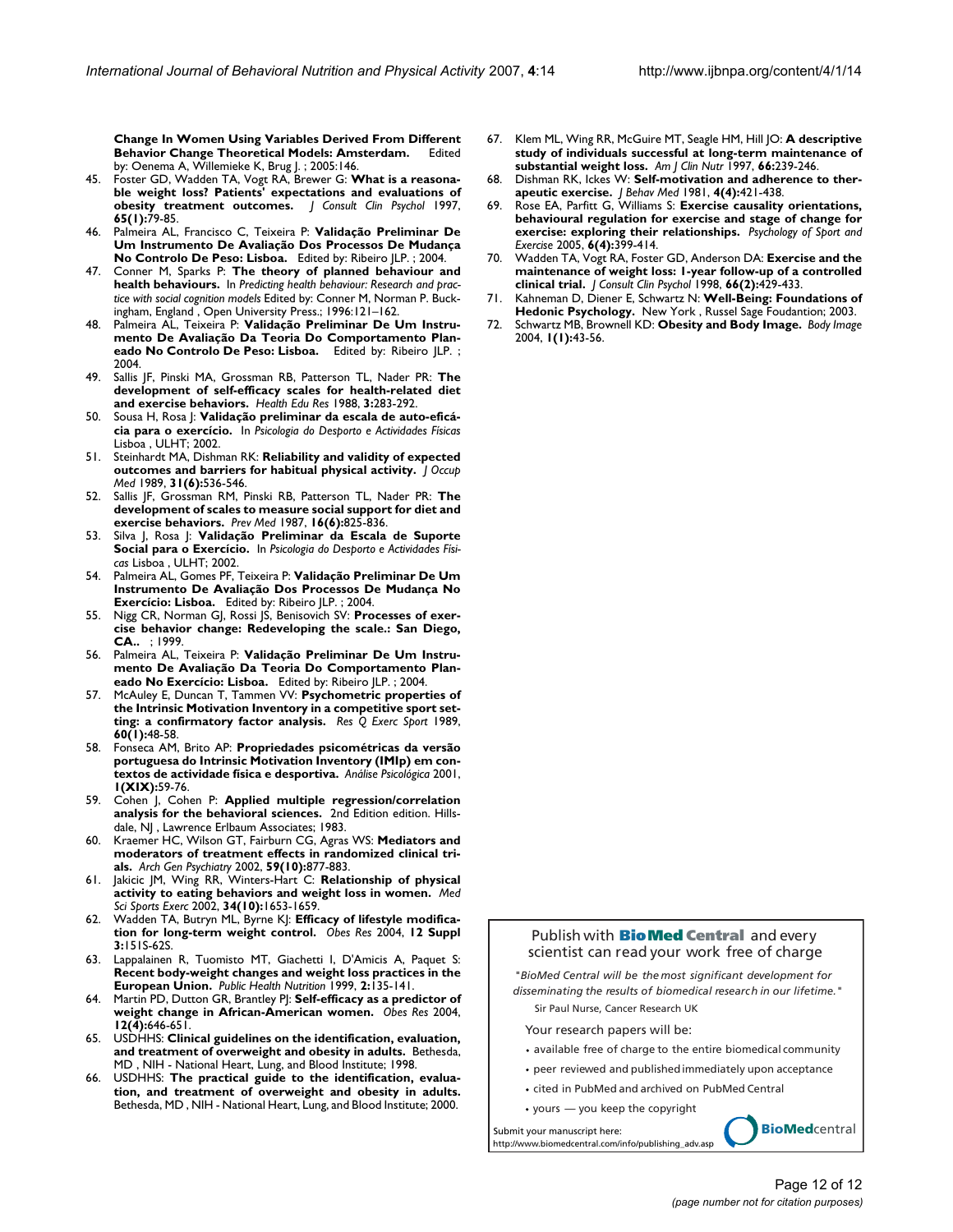**Change In Women Using Variables Derived From Different Behavior Change Theoretical Models: Amsterdam.** Edited by: Oenema A, Willemieke K, Brug J. ; 2005:146.

45. Foster GD, Wadden TA, Vogt RA, Brewer G: **What is a reasonable weight loss? Patients' expectations and evaluations of obesity treatment outcomes.** *J Consult Clin Psychol* 1997, **65(1):**79-85.
46. Palmeira AL, Francisco C, Teixeira P: **Validação Preliminar De Um Instrumento De Avaliação Dos Processos De Mudança No Controlo De Peso: Lisboa.** Edited by: Ribeiro JLP. ; 2004.
47. Conner M, Sparks P: **The theory of planned behaviour and health behaviours.** In *Predicting health behaviour: Research and practice with social cognition models* Edited by: Conner M, Norman P. Buckingham, England , Open University Press.; 1996:121–162.
48. Palmeira AL, Teixeira P: **Validação Preliminar De Um Instrumento De Avaliação Da Teoria Do Comportamento Planeado No Controlo De Peso: Lisboa.** Edited by: Ribeiro JLP. ; 2004.
49. Sallis JF, Pinski MA, Grossman RB, Patterson TL, Nader PR: **The development of self-efficacy scales for health-related diet and exercise behaviors.** *Health Edu Res* 1988, **3:**283-292.
50. Sousa H, Rosa J: **Validação preliminar da escala de auto-eficácia para o exercício.** In *Psicologia do Desporto e Actividades Físicas* Lisboa , ULHT; 2002.
51. Steinhardt MA, Dishman RK: **Reliability and validity of expected outcomes and barriers for habitual physical activity.** *J Occup Med* 1989, **31(6):**536-546.
52. Sallis JF, Grossman RM, Pinski RB, Patterson TL, Nader PR: **The development of scales to measure social support for diet and exercise behaviors.** *Prev Med* 1987, **16(6):**825-836.
53. Silva J, Rosa J: **Validação Preliminar da Escala de Suporte Social para o Exercício.** In *Psicologia do Desporto e Actividades Fisicas* Lisboa , ULHT; 2002.
54. Palmeira AL, Gomes PF, Teixeira P: **Validação Preliminar De Um Instrumento De Avaliação Dos Processos De Mudança No Exercício: Lisboa.** Edited by: Ribeiro JLP. ; 2004.
55. Nigg CR, Norman GJ, Rossi JS, Benisovich SV: **Processes of exercise behavior change: Redeveloping the scale.: San Diego, CA..** ; 1999.
56. Palmeira AL, Teixeira P: **Validação Preliminar De Um Instrumento De Avaliação Da Teoria Do Comportamento Planeado No Exercício: Lisboa.** Edited by: Ribeiro JLP. ; 2004.
57. McAuley E, Duncan T, Tammen VV: **Psychometric properties of the Intrinsic Motivation Inventory in a competitive sport setting: a confirmatory factor analysis.** *Res Q Exerc Sport* 1989, **60(1):**48-58.
58. Fonseca AM, Brito AP: **Propriedades psicométricas da versão portuguesa do Intrinsic Motivation Inventory (IMIp) em contextos de actividade física e desportiva.** *Análise Psicológica* 2001, **1(XIX):**59-76.
59. Cohen J, Cohen P: **Applied multiple regression/correlation analysis for the behavioral sciences.** 2nd Edition edition. Hillsdale, NJ , Lawrence Erlbaum Associates; 1983.
60. Kraemer HC, Wilson GT, Fairburn CG, Agras WS: **Mediators and moderators of treatment effects in randomized clinical trials.** *Arch Gen Psychiatry* 2002, **59(10):**877-883.
61. Jakicic JM, Wing RR, Winters-Hart C: **Relationship of physical activity to eating behaviors and weight loss in women.** *Med Sci Sports Exerc* 2002, **34(10):**1653-1659.
62. Wadden TA, Butryn ML, Byrne KJ: **Efficacy of lifestyle modification for long-term weight control.** *Obes Res* 2004, **12 Suppl 3:**151S-62S.
63. Lappalainen R, Tuomisto MT, Giachetti I, D'Amicis A, Paquet S: **Recent body-weight changes and weight loss practices in the European Union.** *Public Health Nutrition* 1999, **2:**135-141.
64. Martin PD, Dutton GR, Brantley PJ: **Self-efficacy as a predictor of weight change in African-American women.** *Obes Res* 2004, **12(4):**646-651.
65. USDHHS: **Clinical guidelines on the identification, evaluation, and treatment of overweight and obesity in adults.** Bethesda, MD , NIH - National Heart, Lung, and Blood Institute; 1998.
66. USDHHS: **The practical guide to the identification, evaluation, and treatment of overweight and obesity in adults.** Bethesda, MD , NIH - National Heart, Lung, and Blood Institute; 2000.
67. Klem ML, Wing RR, McGuire MT, Seagle HM, Hill JO: **A descriptive study of individuals successful at long-term maintenance of substantial weight loss.** *Am J Clin Nutr* 1997, **66:**239-246.
68. Dishman RK, Ickes W: **Self-motivation and adherence to therapeutic exercise.** *J Behav Med* 1981, **4(4):**421-438.
69. Rose EA, Parfitt G, Williams S: **Exercise causality orientations, behavioural regulation for exercise and stage of change for exercise: exploring their relationships.** *Psychology of Sport and Exercise* 2005, **6(4):**399-414.
70. Wadden TA, Vogt RA, Foster GD, Anderson DA: **Exercise and the maintenance of weight loss: 1-year follow-up of a controlled clinical trial.** *J Consult Clin Psychol* 1998, **66(2):**429-433.
71. Kahneman D, Diener E, Schwartz N: **Well-Being: Foundations of Hedonic Psychology.** New York , Russel Sage Foudantion; 2003.
72. Schwartz MB, Brownell KD: **Obesity and Body Image.** *Body Image* 2004, **1(1):**43-56.

Publish with **BioMed Central** and every scientist can read your work free of charge

*"BioMed Central will be the most significant development for disseminating the results of biomedical research in our lifetime."*
Sir Paul Nurse, Cancer Research UK

Your research papers will be:

- available free of charge to the entire biomedical community
- peer reviewed and published immediately upon acceptance
- cited in PubMed and archived on PubMed Central
- yours — you keep the copyright

Submit your manuscript here:
http://www.biomedcentral.com/info/publishing_adv.asp

BioMedcentral